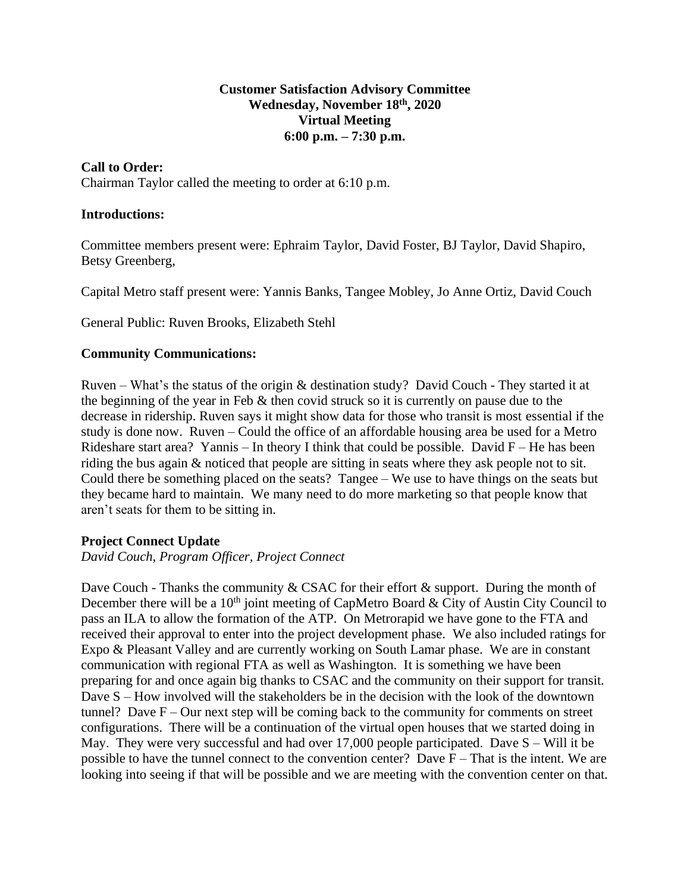**Customer Satisfaction Advisory Committee**
**Wednesday, November 18th, 2020**
**Virtual Meeting**
**6:00 p.m. – 7:30 p.m.**

**Call to Order:**
Chairman Taylor called the meeting to order at 6:10 p.m.

**Introductions:**

Committee members present were: Ephraim Taylor, David Foster, BJ Taylor, David Shapiro, Betsy Greenberg,

Capital Metro staff present were: Yannis Banks, Tangee Mobley, Jo Anne Ortiz, David Couch

General Public: Ruven Brooks, Elizabeth Stehl

**Community Communications:**

Ruven – What's the status of the origin & destination study? David Couch - They started it at the beginning of the year in Feb & then covid struck so it is currently on pause due to the decrease in ridership. Ruven says it might show data for those who transit is most essential if the study is done now. Ruven – Could the office of an affordable housing area be used for a Metro Rideshare start area? Yannis – In theory I think that could be possible. David F – He has been riding the bus again & noticed that people are sitting in seats where they ask people not to sit. Could there be something placed on the seats? Tangee – We use to have things on the seats but they became hard to maintain. We many need to do more marketing so that people know that aren't seats for them to be sitting in.

**Project Connect Update**
*David Couch, Program Officer, Project Connect*

Dave Couch - Thanks the community & CSAC for their effort & support. During the month of December there will be a 10th joint meeting of CapMetro Board & City of Austin City Council to pass an ILA to allow the formation of the ATP. On Metrorapid we have gone to the FTA and received their approval to enter into the project development phase. We also included ratings for Expo & Pleasant Valley and are currently working on South Lamar phase. We are in constant communication with regional FTA as well as Washington. It is something we have been preparing for and once again big thanks to CSAC and the community on their support for transit. Dave S – How involved will the stakeholders be in the decision with the look of the downtown tunnel? Dave F – Our next step will be coming back to the community for comments on street configurations. There will be a continuation of the virtual open houses that we started doing in May. They were very successful and had over 17,000 people participated. Dave S – Will it be possible to have the tunnel connect to the convention center? Dave F – That is the intent. We are looking into seeing if that will be possible and we are meeting with the convention center on that.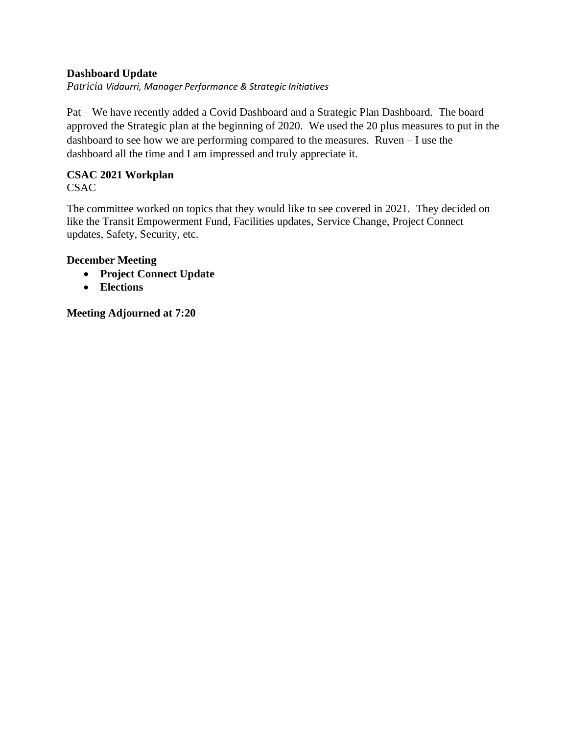**Dashboard Update**

*Patricia Vidaurri, Manager Performance & Strategic Initiatives*

Pat – We have recently added a Covid Dashboard and a Strategic Plan Dashboard. The board approved the Strategic plan at the beginning of 2020. We used the 20 plus measures to put in the dashboard to see how we are performing compared to the measures. Ruven – I use the dashboard all the time and I am impressed and truly appreciate it.

**CSAC 2021 Workplan**

CSAC

The committee worked on topics that they would like to see covered in 2021. They decided on like the Transit Empowerment Fund, Facilities updates, Service Change, Project Connect updates, Safety, Security, etc.

**December Meeting**

- **Project Connect Update**
- **Elections**

**Meeting Adjourned at 7:20**